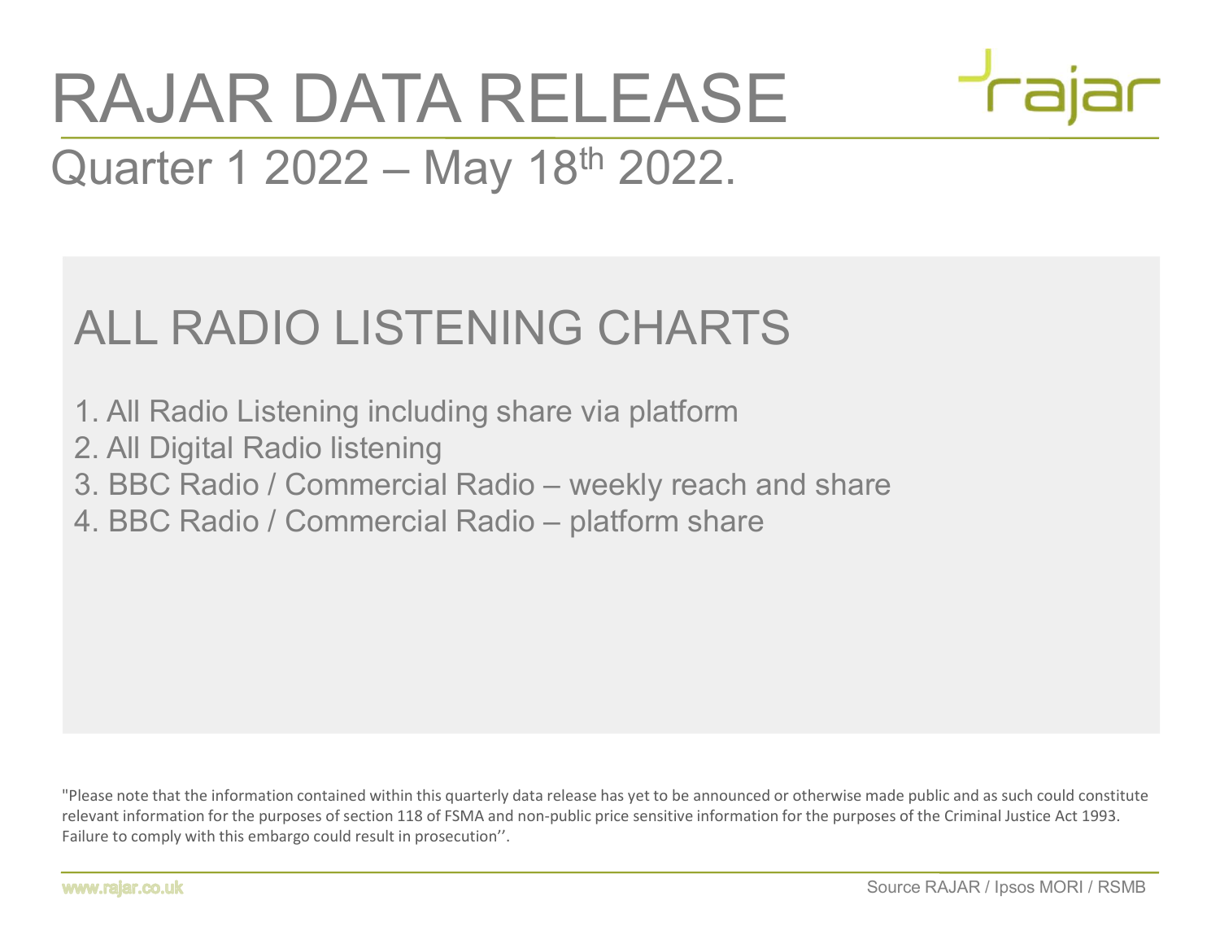# RAJAR DATA RELEASE

## Quarter 1 2022 – May 18th 2022.

## ALL RADIO LISTENING CHARTS

1. All Radio Listening including share via platform
2. All Digital Radio listening
3. BBC Radio / Commercial Radio – weekly reach and share
4. BBC Radio / Commercial Radio – platform share

"Please note that the information contained within this quarterly data release has yet to be announced or otherwise made public and as such could constitute relevant information for the purposes of section 118 of FSMA and non-public price sensitive information for the purposes of the Criminal Justice Act 1993. Failure to comply with this embargo could result in prosecution''.

www.rajar.co.uk

Source RAJAR / Ipsos MORI / RSMB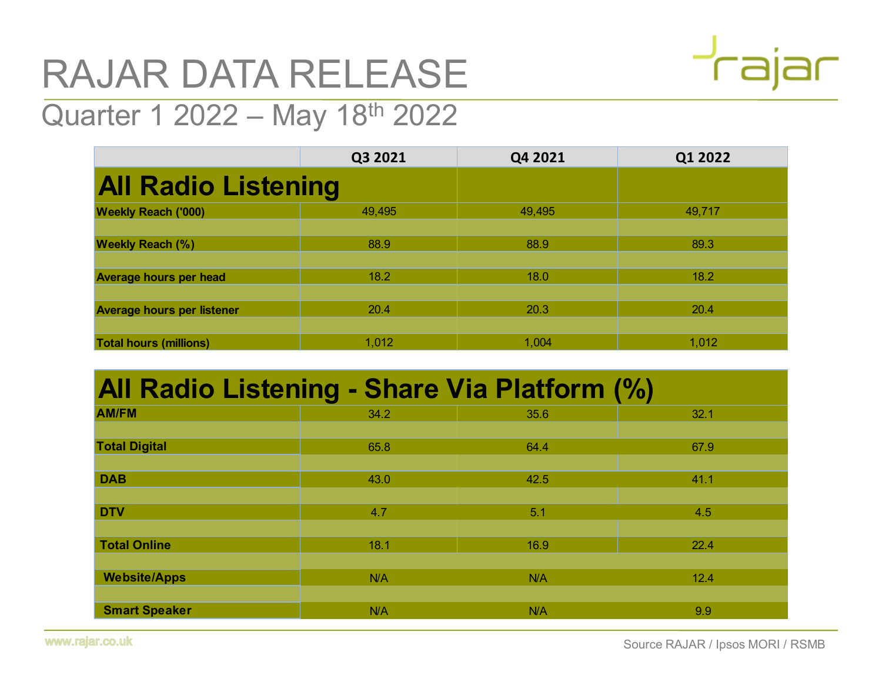# RAJAR DATA RELEASE

## Quarter 1 2022 – May 18th 2022

| | Q3 2021 | Q4 2021 | Q1 2022 |
|---|---|---|---|
| **All Radio Listening** | | | |
| **Weekly Reach ('000)** | 49,495 | 49,495 | 49,717 |
| **Weekly Reach (%)** | 88.9 | 88.9 | 89.3 |
| **Average hours per head** | 18.2 | 18.0 | 18.2 |
| **Average hours per listener** | 20.4 | 20.3 | 20.4 |
| **Total hours (millions)** | 1,012 | 1,004 | 1,012 |

| **All Radio Listening - Share Via Platform (%)** | | | |
|---|---|---|---|
| **AM/FM** | 34.2 | 35.6 | 32.1 |
| **Total Digital** | 65.8 | 64.4 | 67.9 |
| **DAB** | 43.0 | 42.5 | 41.1 |
| **DTV** | 4.7 | 5.1 | 4.5 |
| **Total Online** | 18.1 | 16.9 | 22.4 |
| **Website/Apps** | N/A | N/A | 12.4 |
| **Smart Speaker** | N/A | N/A | 9.9 |

www.rajar.co.uk

Source RAJAR / Ipsos MORI / RSMB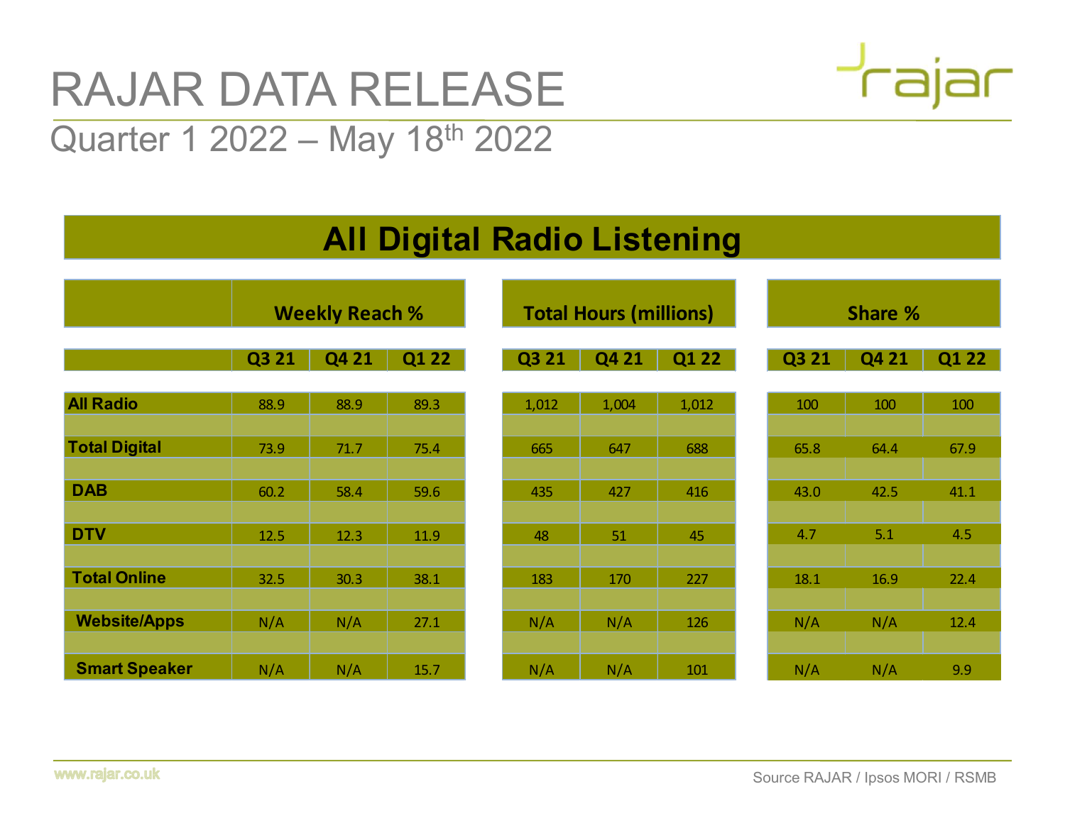# RAJAR DATA RELEASE

## Quarter 1 2022 – May 18th 2022

### All Digital Radio Listening

| | Weekly Reach % | | | Total Hours (millions) | | | Share % | | |
|---|---|---|---|---|---|---|---|---|---|
| | Q3 21 | Q4 21 | Q1 22 | Q3 21 | Q4 21 | Q1 22 | Q3 21 | Q4 21 | Q1 22 |
| **All Radio** | 88.9 | 88.9 | 89.3 | 1,012 | 1,004 | 1,012 | 100 | 100 | 100 |
| **Total Digital** | 73.9 | 71.7 | 75.4 | 665 | 647 | 688 | 65.8 | 64.4 | 67.9 |
| **DAB** | 60.2 | 58.4 | 59.6 | 435 | 427 | 416 | 43.0 | 42.5 | 41.1 |
| **DTV** | 12.5 | 12.3 | 11.9 | 48 | 51 | 45 | 4.7 | 5.1 | 4.5 |
| **Total Online** | 32.5 | 30.3 | 38.1 | 183 | 170 | 227 | 18.1 | 16.9 | 22.4 |
| **Website/Apps** | N/A | N/A | 27.1 | N/A | N/A | 126 | N/A | N/A | 12.4 |
| **Smart Speaker** | N/A | N/A | 15.7 | N/A | N/A | 101 | N/A | N/A | 9.9 |

www.rajar.co.uk

Source RAJAR / Ipsos MORI / RSMB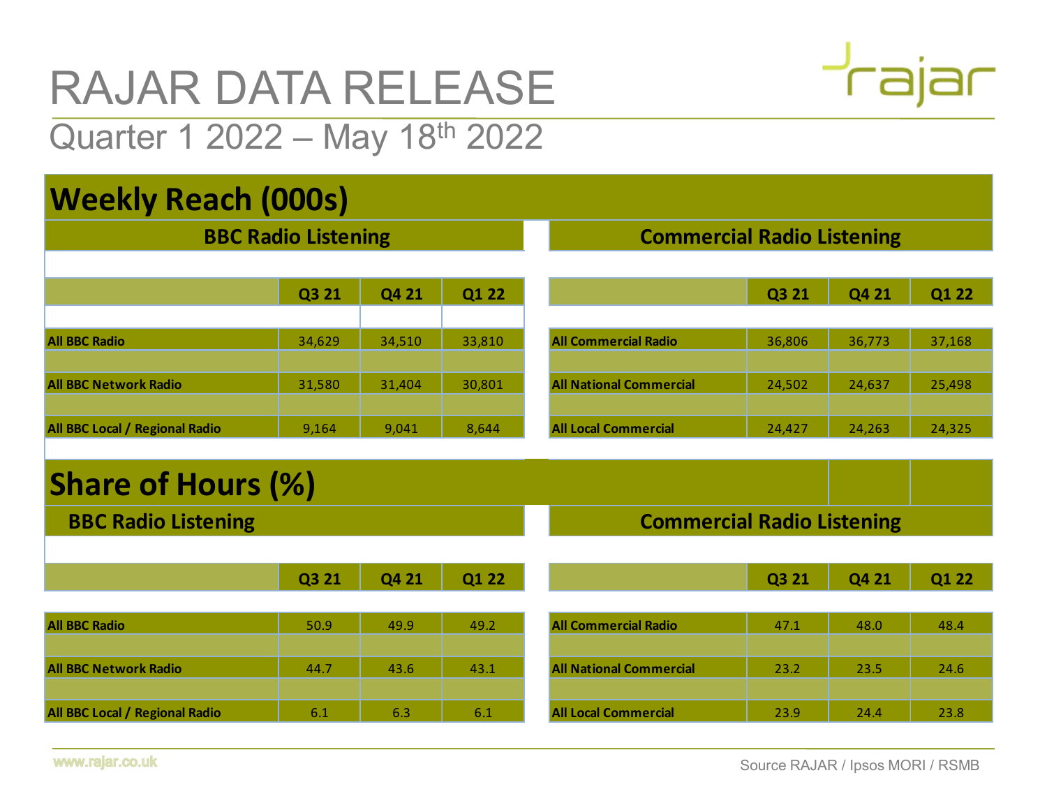# RAJAR DATA RELEASE

## Quarter 1 2022 – May 18th 2022

## Weekly Reach (000s)

### BBC Radio Listening

| | Q3 21 | Q4 21 | Q1 22 |
|---|---|---|---|
| All BBC Radio | 34,629 | 34,510 | 33,810 |
| All BBC Network Radio | 31,580 | 31,404 | 30,801 |
| All BBC Local / Regional Radio | 9,164 | 9,041 | 8,644 |

### Commercial Radio Listening

| | Q3 21 | Q4 21 | Q1 22 |
|---|---|---|---|
| All Commercial Radio | 36,806 | 36,773 | 37,168 |
| All National Commercial | 24,502 | 24,637 | 25,498 |
| All Local Commercial | 24,427 | 24,263 | 24,325 |

## Share of Hours (%)

### BBC Radio Listening

| | Q3 21 | Q4 21 | Q1 22 |
|---|---|---|---|
| All BBC Radio | 50.9 | 49.9 | 49.2 |
| All BBC Network Radio | 44.7 | 43.6 | 43.1 |
| All BBC Local / Regional Radio | 6.1 | 6.3 | 6.1 |

### Commercial Radio Listening

| | Q3 21 | Q4 21 | Q1 22 |
|---|---|---|---|
| All Commercial Radio | 47.1 | 48.0 | 48.4 |
| All National Commercial | 23.2 | 23.5 | 24.6 |
| All Local Commercial | 23.9 | 24.4 | 23.8 |

www.rajar.co.uk

Source RAJAR / Ipsos MORI / RSMB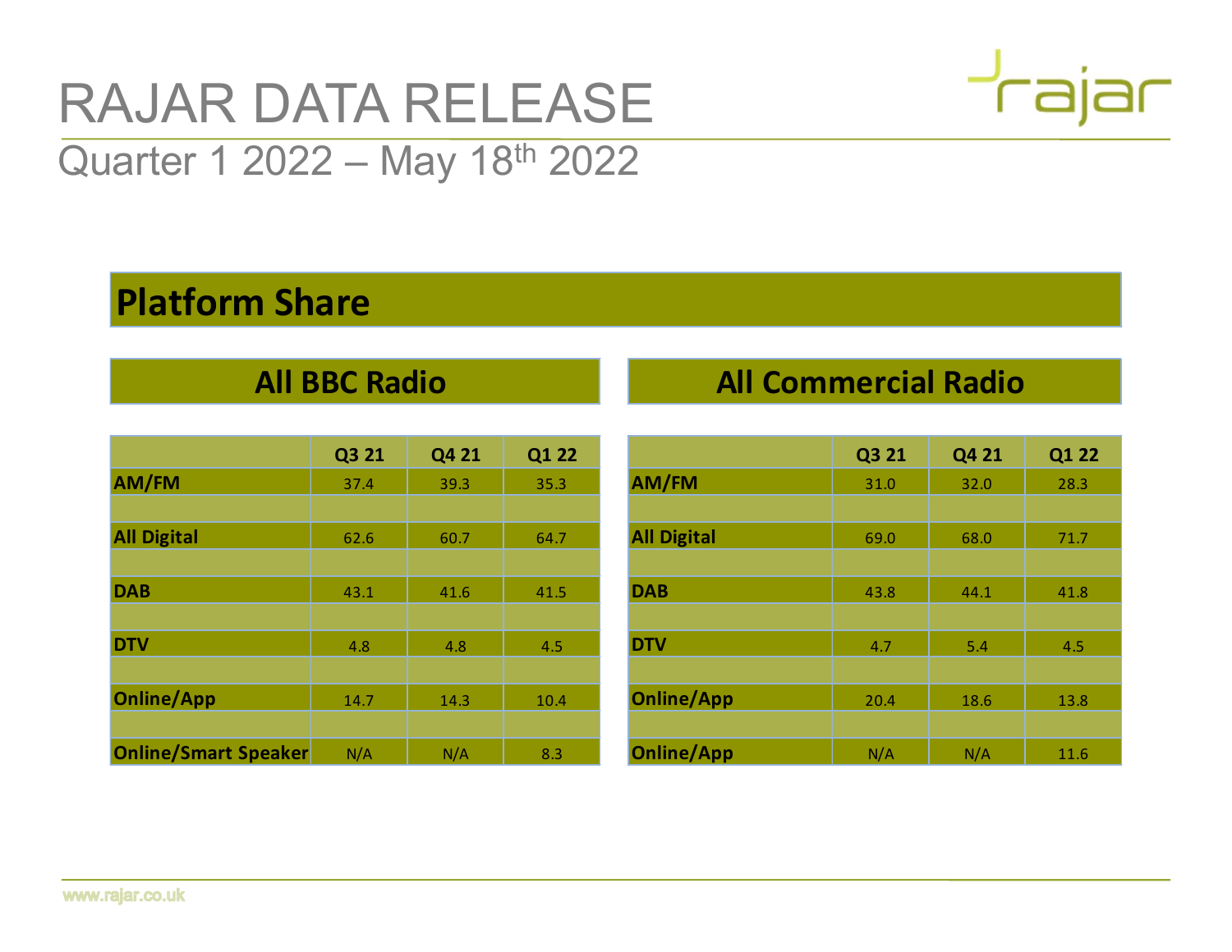# RAJAR DATA RELEASE

Quarter 1 2022 – May 18th 2022

## Platform Share

### All BBC Radio

| | Q3 21 | Q4 21 | Q1 22 |
|---|---|---|---|
| **AM/FM** | 37.4 | 39.3 | 35.3 |
| **All Digital** | 62.6 | 60.7 | 64.7 |
| **DAB** | 43.1 | 41.6 | 41.5 |
| **DTV** | 4.8 | 4.8 | 4.5 |
| **Online/App** | 14.7 | 14.3 | 10.4 |
| **Online/Smart Speaker** | N/A | N/A | 8.3 |

### All Commercial Radio

| | Q3 21 | Q4 21 | Q1 22 |
|---|---|---|---|
| **AM/FM** | 31.0 | 32.0 | 28.3 |
| **All Digital** | 69.0 | 68.0 | 71.7 |
| **DAB** | 43.8 | 44.1 | 41.8 |
| **DTV** | 4.7 | 5.4 | 4.5 |
| **Online/App** | 20.4 | 18.6 | 13.8 |
| **Online/App** | N/A | N/A | 11.6 |

www.rajar.co.uk